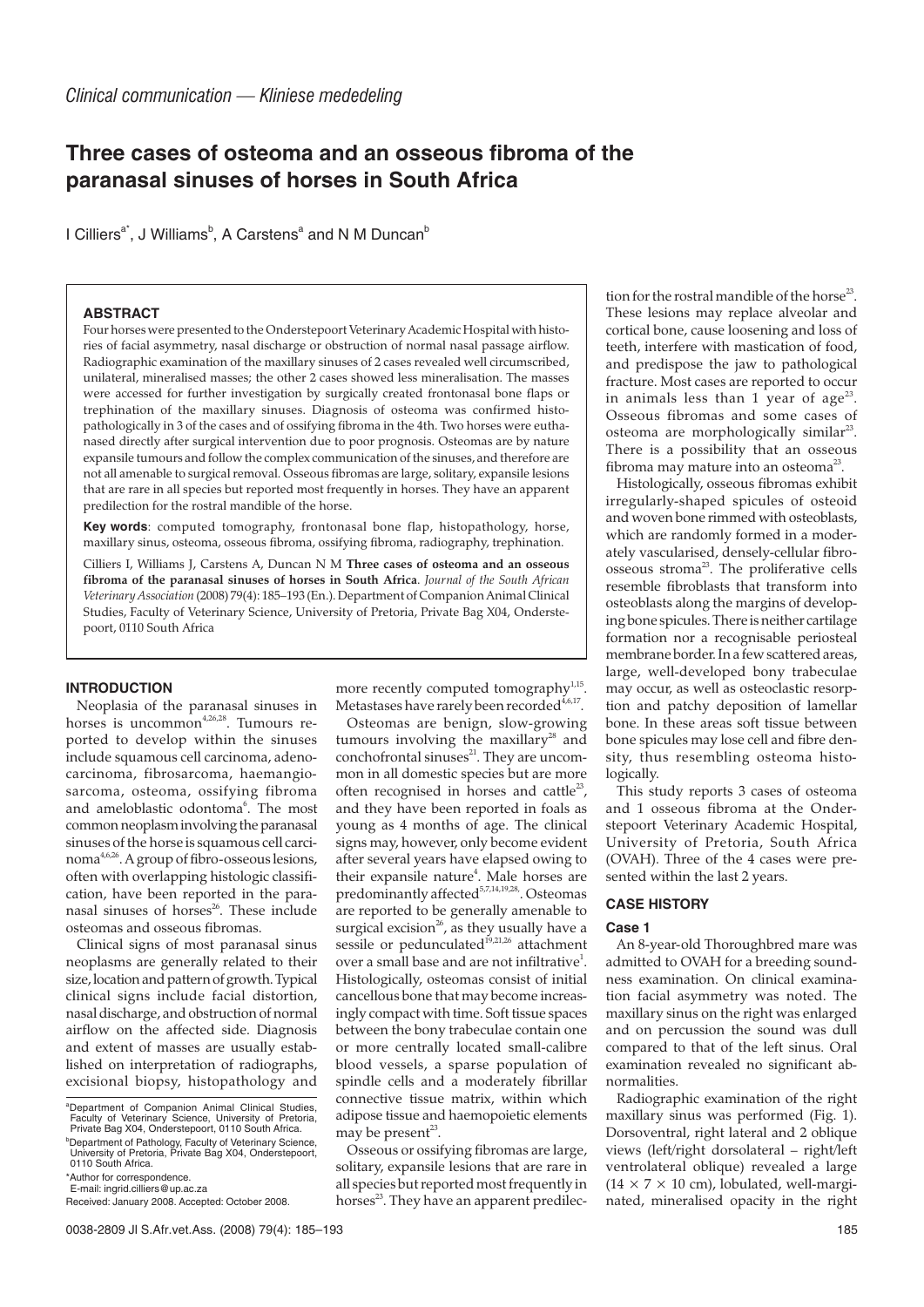*Clinical communication — Kliniese mededeling*

# Three cases of osteoma and an osseous fibroma of the paranasal sinuses of horses in South Africa

I Cilliers[a*], J Williams[b], A Carstens[a] and N M Duncan[b]

### ABSTRACT

Four horses were presented to the Onderstepoort Veterinary Academic Hospital with histories of facial asymmetry, nasal discharge or obstruction of normal nasal passage airflow. Radiographic examination of the maxillary sinuses of 2 cases revealed well circumscribed, unilateral, mineralised masses; the other 2 cases showed less mineralisation. The masses were accessed for further investigation by surgically created frontonasal bone flaps or trephination of the maxillary sinuses. Diagnosis of osteoma was confirmed histopathologically in 3 of the cases and of ossifying fibroma in the 4th. Two horses were euthanased directly after surgical intervention due to poor prognosis. Osteomas are by nature expansile tumours and follow the complex communication of the sinuses, and therefore are not all amenable to surgical removal. Osseous fibromas are large, solitary, expansile lesions that are rare in all species but reported most frequently in horses. They have an apparent predilection for the rostral mandible of the horse.

**Key words**: computed tomography, frontonasal bone flap, histopathology, horse, maxillary sinus, osteoma, osseous fibroma, ossifying fibroma, radiography, trephination.

Cilliers I, Williams J, Carstens A, Duncan N M **Three cases of osteoma and an osseous fibroma of the paranasal sinuses of horses in South Africa**. *Journal of the South African Veterinary Association* (2008) 79(4): 185–193 (En.). Department of Companion Animal Clinical Studies, Faculty of Veterinary Science, University of Pretoria, Private Bag X04, Onderstepoort, 0110 South Africa.

## INTRODUCTION

Neoplasia of the paranasal sinuses in horses is uncommon[4,26,28]. Tumours reported to develop within the sinuses include squamous cell carcinoma, adenocarcinoma, fibrosarcoma, haemangiosarcoma, osteoma, ossifying fibroma and ameloblastic odontoma[6]. The most common neoplasm involving the paranasal sinuses of the horse is squamous cell carcinoma[4,6,26]. A group of fibro-osseous lesions, often with overlapping histologic classification, have been reported in the paranasal sinuses of horses[26]. These include osteomas and osseous fibromas.

Clinical signs of most paranasal sinus neoplasms are generally related to their size, location and pattern of growth. Typical clinical signs include facial distortion, nasal discharge, and obstruction of normal airflow on the affected side. Diagnosis and extent of masses are usually established on interpretation of radiographs, excisional biopsy, histopathology and more recently computed tomography[1,15]. Metastases have rarely been recorded[4,6,17].

Osteomas are benign, slow-growing tumours involving the maxillary[28] and conchofrontal sinuses[21]. They are uncommon in all domestic species but are more often recognised in horses and cattle[23], and they have been reported in foals as young as 4 months of age. The clinical signs may, however, only become evident after several years have elapsed owing to their expansile nature[4]. Male horses are predominantly affected[5,7,14,19,28]. Osteomas are reported to be generally amenable to surgical excision[26], as they usually have a sessile or pedunculated[19,21,26] attachment over a small base and are not infiltrative[1]. Histologically, osteomas consist of initial cancellous bone that may become increasingly compact with time. Soft tissue spaces between the bony trabeculae contain one or more centrally located small-calibre blood vessels, a sparse population of spindle cells and a moderately fibrillar connective tissue matrix, within which adipose tissue and haemopoietic elements may be present[23].

Osseous or ossifying fibromas are large, solitary, expansile lesions that are rare in all species but reported most frequently in horses[23]. They have an apparent predilection for the rostral mandible of the horse[23]. These lesions may replace alveolar and cortical bone, cause loosening and loss of teeth, interfere with mastication of food, and predispose the jaw to pathological fracture. Most cases are reported to occur in animals less than 1 year of age[23]. Osseous fibromas and some cases of osteoma are morphologically similar[23]. There is a possibility that an osseous fibroma may mature into an osteoma[23].

Histologically, osseous fibromas exhibit irregularly-shaped spicules of osteoid and woven bone rimmed with osteoblasts, which are randomly formed in a moderately vascularised, densely-cellular fibro-osseous stroma[23]. The proliferative cells resemble fibroblasts that transform into osteoblasts along the margins of developing bone spicules. There is neither cartilage formation nor a recognisable periosteal membrane border. In a few scattered areas, large, well-developed bony trabeculae may occur, as well as osteoclastic resorption and patchy deposition of lamellar bone. In these areas soft tissue between bone spicules may lose cell and fibre density, thus resembling osteoma histologically.

This study reports 3 cases of osteoma and 1 osseous fibroma at the Onderstepoort Veterinary Academic Hospital, University of Pretoria, South Africa (OVAH). Three of the 4 cases were presented within the last 2 years.

## CASE HISTORY

### Case 1

An 8-year-old Thoroughbred mare was admitted to OVAH for a breeding soundness examination. On clinical examination facial asymmetry was noted. The maxillary sinus on the right was enlarged and on percussion the sound was dull compared to that of the left sinus. Oral examination revealed no significant abnormalities.

Radiographic examination of the right maxillary sinus was performed (Fig. 1). Dorsoventral, right lateral and 2 oblique views (left/right dorsolateral – right/left ventrolateral oblique) revealed a large ($14 \times 7 \times 10$ cm), lobulated, well-marginated, mineralised opacity in the right

[a]Department of Companion Animal Clinical Studies, Faculty of Veterinary Science, University of Pretoria, Private Bag X04, Onderstepoort, 0110 South Africa.

[b]Department of Pathology, Faculty of Veterinary Science, University of Pretoria, Private Bag X04, Onderstepoort, 0110 South Africa.

*Author for correspondence.
E-mail: ingrid.cilliers@up.ac.za

Received: January 2008. Accepted: October 2008.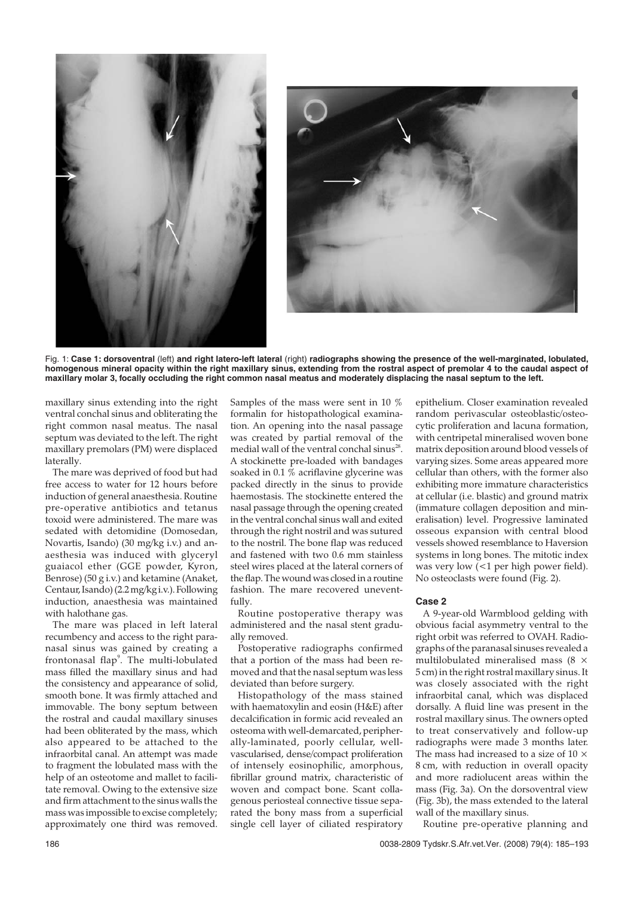Fig. 1: **Case 1: dorsoventral** (left) **and right latero-left lateral** (right) **radiographs showing the presence of the well-marginated, lobulated, homogenous mineral opacity within the right maxillary sinus, extending from the rostral aspect of premolar 4 to the caudal aspect of maxillary molar 3, focally occluding the right common nasal meatus and moderately displacing the nasal septum to the left.**

maxillary sinus extending into the right ventral conchal sinus and obliterating the right common nasal meatus. The nasal septum was deviated to the left. The right maxillary premolars (PM) were displaced laterally.

The mare was deprived of food but had free access to water for 12 hours before induction of general anaesthesia. Routine pre-operative antibiotics and tetanus toxoid were administered. The mare was sedated with detomidine (Domosedan, Novartis, Isando) (30 mg/kg i.v.) and anaesthesia was induced with glyceryl guaiacol ether (GGE powder, Kyron, Benrose) (50 g i.v.) and ketamine (Anaket, Centaur, Isando) (2.2 mg/kg i.v.). Following induction, anaesthesia was maintained with halothane gas.

The mare was placed in left lateral recumbency and access to the right paranasal sinus was gained by creating a frontonasal flap[9]. The multi-lobulated mass filled the maxillary sinus and had the consistency and appearance of solid, smooth bone. It was firmly attached and immovable. The bony septum between the rostral and caudal maxillary sinuses had been obliterated by the mass, which also appeared to be attached to the infraorbital canal. An attempt was made to fragment the lobulated mass with the help of an osteotome and mallet to facilitate removal. Owing to the extensive size and firm attachment to the sinus walls the mass was impossible to excise completely; approximately one third was removed. Samples of the mass were sent in 10 % formalin for histopathological examination. An opening into the nasal passage was created by partial removal of the medial wall of the ventral conchal sinus[28]. A stockinette pre-loaded with bandages soaked in 0.1 % acriflavine glycerine was packed directly in the sinus to provide haemostasis. The stockinette entered the nasal passage through the opening created in the ventral conchal sinus wall and exited through the right nostril and was sutured to the nostril. The bone flap was reduced and fastened with two 0.6 mm stainless steel wires placed at the lateral corners of the flap. The wound was closed in a routine fashion. The mare recovered uneventfully.

Routine postoperative therapy was administered and the nasal stent gradually removed.

Postoperative radiographs confirmed that a portion of the mass had been removed and that the nasal septum was less deviated than before surgery.

Histopathology of the mass stained with haematoxylin and eosin (H&E) after decalcification in formic acid revealed an osteoma with well-demarcated, peripherally-laminated, poorly cellular, well-vascularised, dense/compact proliferation of intensely eosinophilic, amorphous, fibrillar ground matrix, characteristic of woven and compact bone. Scant collagenous periosteal connective tissue separated the bony mass from a superficial single cell layer of ciliated respiratory epithelium. Closer examination revealed random perivascular osteoblastic/osteocytic proliferation and lacuna formation, with centripetal mineralised woven bone matrix deposition around blood vessels of varying sizes. Some areas appeared more cellular than others, with the former also exhibiting more immature characteristics at cellular (i.e. blastic) and ground matrix (immature collagen deposition and mineralisation) level. Progressive laminated osseous expansion with central blood vessels showed resemblance to Haversion systems in long bones. The mitotic index was very low (<1 per high power field). No osteoclasts were found (Fig. 2).

#### Case 2

A 9-year-old Warmblood gelding with obvious facial asymmetry ventral to the right orbit was referred to OVAH. Radiographs of the paranasal sinuses revealed a multilobulated mineralised mass (8 × 5 cm) in the right rostral maxillary sinus. It was closely associated with the right infraorbital canal, which was displaced dorsally. A fluid line was present in the rostral maxillary sinus. The owners opted to treat conservatively and follow-up radiographs were made 3 months later. The mass had increased to a size of 10 × 8 cm, with reduction in overall opacity and more radiolucent areas within the mass (Fig. 3a). On the dorsoventral view (Fig. 3b), the mass extended to the lateral wall of the maxillary sinus.

Routine pre-operative planning and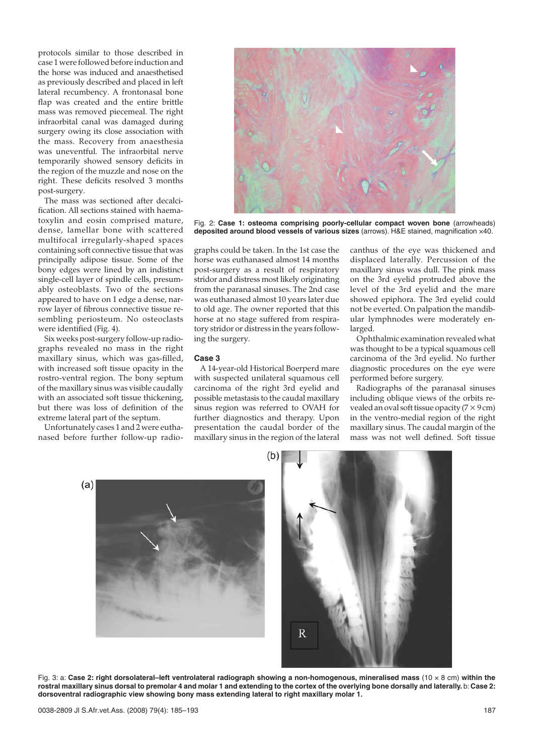protocols similar to those described in case 1 were followed before induction and the horse was induced and anaesthetised as previously described and placed in left lateral recumbency. A frontonasal bone flap was created and the entire brittle mass was removed piecemeal. The right infraorbital canal was damaged during surgery owing its close association with the mass. Recovery from anaesthesia was uneventful. The infraorbital nerve temporarily showed sensory deficits in the region of the muzzle and nose on the right. These deficits resolved 3 months post-surgery.

The mass was sectioned after decalcification. All sections stained with haematoxylin and eosin comprised mature, dense, lamellar bone with scattered multifocal irregularly-shaped spaces containing soft connective tissue that was principally adipose tissue. Some of the bony edges were lined by an indistinct single-cell layer of spindle cells, presumably osteoblasts. Two of the sections appeared to have on 1 edge a dense, narrow layer of fibrous connective tissue resembling periosteum. No osteoclasts were identified (Fig. 4).

Six weeks post-surgery follow-up radiographs revealed no mass in the right maxillary sinus, which was gas-filled, with increased soft tissue opacity in the rostro-ventral region. The bony septum of the maxillary sinus was visible caudally with an associated soft tissue thickening, but there was loss of definition of the extreme lateral part of the septum.

Unfortunately cases 1 and 2 were euthanased before further follow-up radiographs could be taken. In the 1st case the horse was euthanased almost 14 months post-surgery as a result of respiratory stridor and distress most likely originating from the paranasal sinuses. The 2nd case was euthanased almost 10 years later due to old age. The owner reported that this horse at no stage suffered from respiratory stridor or distress in the years following the surgery.

Fig. 2: **Case 1: osteoma comprising poorly-cellular compact woven bone** (arrowheads) **deposited around blood vessels of various sizes** (arrows). H&E stained, magnification ×40.

### Case 3

A 14-year-old Historical Boerperd mare with suspected unilateral squamous cell carcinoma of the right 3rd eyelid and possible metastasis to the caudal maxillary sinus region was referred to OVAH for further diagnostics and therapy. Upon presentation the caudal border of the maxillary sinus in the region of the lateral canthus of the eye was thickened and displaced laterally. Percussion of the maxillary sinus was dull. The pink mass on the 3rd eyelid protruded above the level of the 3rd eyelid and the mare showed epiphora. The 3rd eyelid could not be everted. On palpation the mandibular lymphnodes were moderately enlarged.

Ophthalmic examination revealed what was thought to be a typical squamous cell carcinoma of the 3rd eyelid. No further diagnostic procedures on the eye were performed before surgery.

Radiographs of the paranasal sinuses including oblique views of the orbits revealed an oval soft tissue opacity (7 × 9 cm) in the ventro-medial region of the right maxillary sinus. The caudal margin of the mass was not well defined. Soft tissue

Fig. 3: a: **Case 2: right dorsolateral–left ventrolateral radiograph showing a non-homogenous, mineralised mass** (10 × 8 cm) **within the rostral maxillary sinus dorsal to premolar 4 and molar 1 and extending to the cortex of the overlying bone dorsally and laterally.** b: **Case 2: dorsoventral radiographic view showing bony mass extending lateral to right maxillary molar 1.**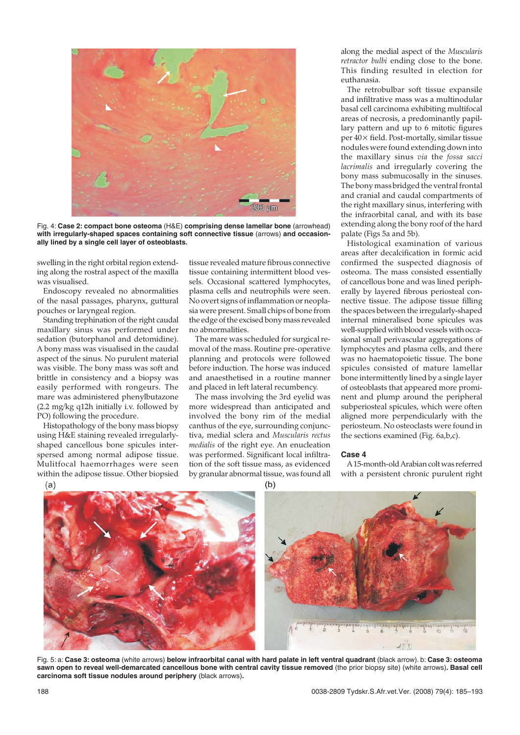Fig. 4: **Case 2: compact bone osteoma** (H&E) **comprising dense lamellar bone** (arrowhead) **with irregularly-shaped spaces containing soft connective tissue** (arrows) **and occasionally lined by a single cell layer of osteoblasts.**

swelling in the right orbital region extending along the rostral aspect of the maxilla was visualised.

Endoscopy revealed no abnormalities of the nasal passages, pharynx, guttural pouches or laryngeal region.

Standing trephination of the right caudal maxillary sinus was performed under sedation (butorphanol and detomidine). A bony mass was visualised in the caudal aspect of the sinus. No purulent material was visible. The bony mass was soft and brittle in consistency and a biopsy was easily performed with rongeurs. The mare was administered phenylbutazone (2.2 mg/kg q12h initially i.v. followed by PO) following the procedure.

Histopathology of the bony mass biopsy using H&E staining revealed irregularly-shaped cancellous bone spicules interspersed among normal adipose tissue. Mulitfocal haemorrhages were seen within the adipose tissue. Other biopsied tissue revealed mature fibrous connective tissue containing intermittent blood vessels. Occasional scattered lymphocytes, plasma cells and neutrophils were seen. No overt signs of inflammation or neoplasia were present. Small chips of bone from the edge of the excised bony mass revealed no abnormalities.

The mare was scheduled for surgical removal of the mass. Routine pre-operative planning and protocols were followed before induction. The horse was induced and anaesthetised in a routine manner and placed in left lateral recumbency.

The mass involving the 3rd eyelid was more widespread than anticipated and involved the bony rim of the medial canthus of the eye, surrounding conjunctiva, medial sclera and *Muscularis rectus medialis* of the right eye. An enucleation was performed. Significant local infiltration of the soft tissue mass, as evidenced by granular abnormal tissue, was found all along the medial aspect of the *Muscularis retractor bulbi* ending close to the bone. This finding resulted in election for euthanasia.

The retrobulbar soft tissue expansile and infiltrative mass was a multinodular basal cell carcinoma exhibiting multifocal areas of necrosis, a predominantly papillary pattern and up to 6 mitotic figures per 40× field. Post-mortally, similar tissue nodules were found extending down into the maxillary sinus *via* the *fossa sacci lacrimalis* and irregularly covering the bony mass submucosally in the sinuses. The bony mass bridged the ventral frontal and cranial and caudal compartments of the right maxillary sinus, interfering with the infraorbital canal, and with its base extending along the bony roof of the hard palate (Figs 5a and 5b).

Histological examination of various areas after decalcification in formic acid confirmed the suspected diagnosis of osteoma. The mass consisted essentially of cancellous bone and was lined peripherally by layered fibrous periosteal connective tissue. The adipose tissue filling the spaces between the irregularly-shaped internal mineralised bone spicules was well-supplied with blood vessels with occasional small perivascular aggregations of lymphocytes and plasma cells, and there was no haematopoietic tissue. The bone spicules consisted of mature lamellar bone intermittently lined by a single layer of osteoblasts that appeared more prominent and plump around the peripheral subperiosteal spicules, which were often aligned more perpendicularly with the periosteum. No osteoclasts were found in the sections examined (Fig. 6a,b,c).

### Case 4

A 15-month-old Arabian colt was referred with a persistent chronic purulent right

Fig. 5: a: **Case 3: osteoma** (white arrows) **below infraorbital canal with hard palate in left ventral quadrant** (black arrow). b: **Case 3: osteoma sawn open to reveal well-demarcated cancellous bone with central cavity tissue removed** (the prior biopsy site) (white arrows)**. Basal cell carcinoma soft tissue nodules around periphery** (black arrows)**.**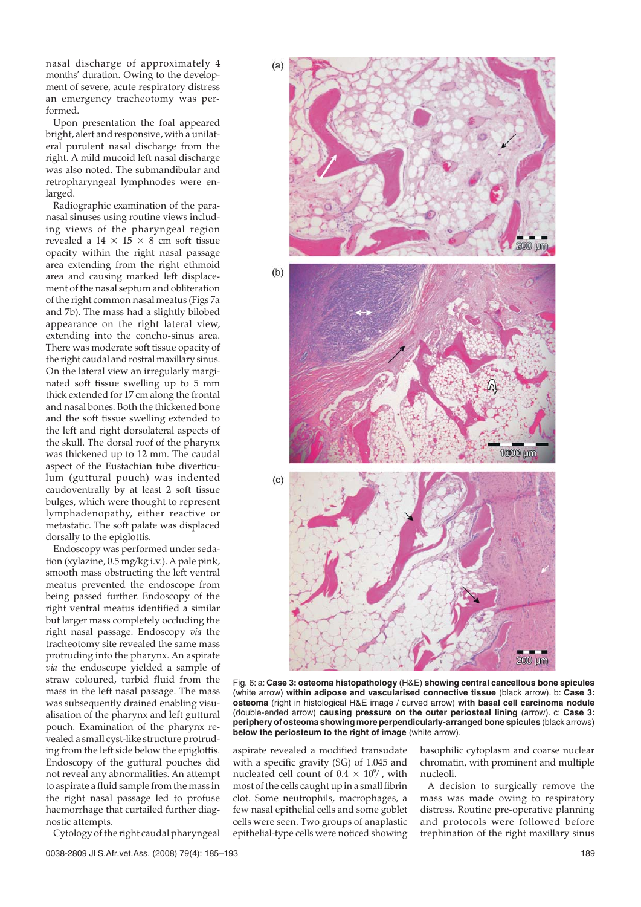nasal discharge of approximately 4 months' duration. Owing to the development of severe, acute respiratory distress an emergency tracheotomy was performed.

Upon presentation the foal appeared bright, alert and responsive, with a unilateral purulent nasal discharge from the right. A mild mucoid left nasal discharge was also noted. The submandibular and retropharyngeal lymphnodes were enlarged.

Radiographic examination of the paranasal sinuses using routine views including views of the pharyngeal region revealed a 14 × 15 × 8 cm soft tissue opacity within the right nasal passage area extending from the right ethmoid area and causing marked left displacement of the nasal septum and obliteration of the right common nasal meatus (Figs 7a and 7b). The mass had a slightly bilobed appearance on the right lateral view, extending into the concho-sinus area. There was moderate soft tissue opacity of the right caudal and rostral maxillary sinus. On the lateral view an irregularly marginated soft tissue swelling up to 5 mm thick extended for 17 cm along the frontal and nasal bones. Both the thickened bone and the soft tissue swelling extended to the left and right dorsolateral aspects of the skull. The dorsal roof of the pharynx was thickened up to 12 mm. The caudal aspect of the Eustachian tube diverticulum (guttural pouch) was indented caudoventrally by at least 2 soft tissue bulges, which were thought to represent lymphadenopathy, either reactive or metastatic. The soft palate was displaced dorsally to the epiglottis.

Endoscopy was performed under sedation (xylazine, 0.5 mg/kg i.v.). A pale pink, smooth mass obstructing the left ventral meatus prevented the endoscope from being passed further. Endoscopy of the right ventral meatus identified a similar but larger mass completely occluding the right nasal passage. Endoscopy *via* the tracheotomy site revealed the same mass protruding into the pharynx. An aspirate *via* the endoscope yielded a sample of straw coloured, turbid fluid from the mass in the left nasal passage. The mass was subsequently drained enabling visualisation of the pharynx and left guttural pouch. Examination of the pharynx revealed a small cyst-like structure protruding from the left side below the epiglottis. Endoscopy of the guttural pouches did not reveal any abnormalities. An attempt to aspirate a fluid sample from the mass in the right nasal passage led to profuse haemorrhage that curtailed further diagnostic attempts.

Cytology of the right caudal pharyngeal aspirate revealed a modified transudate with a specific gravity (SG) of 1.045 and nucleated cell count of $0.4 \times 10^9/\ell$, with most of the cells caught up in a small fibrin clot. Some neutrophils, macrophages, a few nasal epithelial cells and some goblet cells were seen. Two groups of anaplastic epithelial-type cells were noticed showing basophilic cytoplasm and coarse nuclear chromatin, with prominent and multiple nucleoli.

A decision to surgically remove the mass was made owing to respiratory distress. Routine pre-operative planning and protocols were followed before trephination of the right maxillary sinus

Fig. 6: a: **Case 3: osteoma histopathology** (H&E) **showing central cancellous bone spicules** (white arrow) **within adipose and vascularised connective tissue** (black arrow). b: **Case 3: osteoma** (right in histological H&E image / curved arrow) **with basal cell carcinoma nodule** (double-ended arrow) **causing pressure on the outer periosteal lining** (arrow). c: **Case 3: periphery of osteoma showing more perpendicularly-arranged bone spicules** (black arrows) **below the periosteum to the right of image** (white arrow).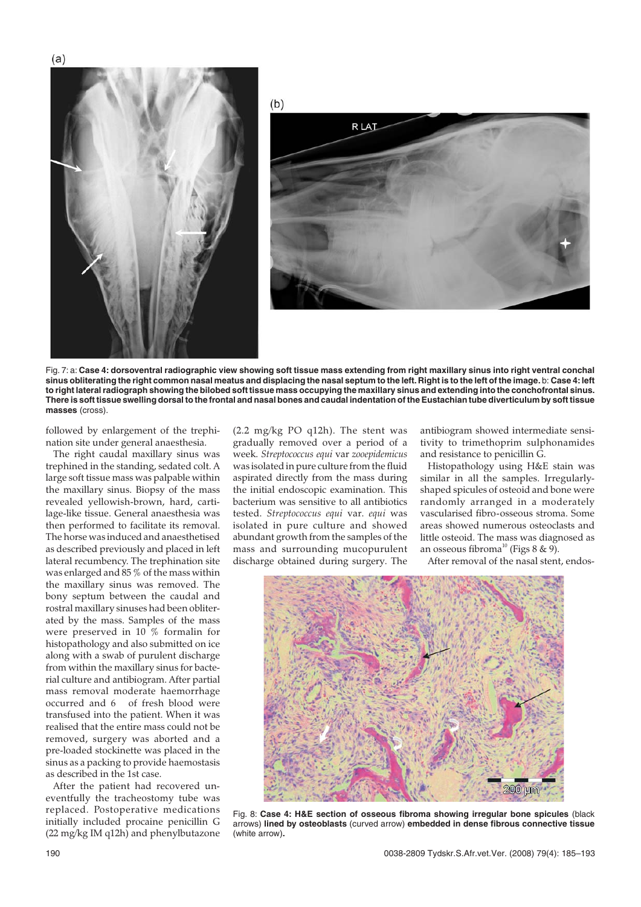Fig. 7: a: **Case 4: dorsoventral radiographic view showing soft tissue mass extending from right maxillary sinus into right ventral conchal sinus obliterating the right common nasal meatus and displacing the nasal septum to the left. Right is to the left of the image.** b: **Case 4: left to right lateral radiograph showing the bilobed soft tissue mass occupying the maxillary sinus and extending into the conchofrontal sinus. There is soft tissue swelling dorsal to the frontal and nasal bones and caudal indentation of the Eustachian tube diverticulum by soft tissue masses** (cross).

followed by enlargement of the trephination site under general anaesthesia.

The right caudal maxillary sinus was trephined in the standing, sedated colt. A large soft tissue mass was palpable within the maxillary sinus. Biopsy of the mass revealed yellowish-brown, hard, cartilage-like tissue. General anaesthesia was then performed to facilitate its removal. The horse was induced and anaesthetised as described previously and placed in left lateral recumbency. The trephination site was enlarged and 85 % of the mass within the maxillary sinus was removed. The bony septum between the caudal and rostral maxillary sinuses had been obliterated by the mass. Samples of the mass were preserved in 10 % formalin for histopathology and also submitted on ice along with a swab of purulent discharge from within the maxillary sinus for bacterial culture and antibiogram. After partial mass removal moderate haemorrhage occurred and 6 ℓ of fresh blood were transfused into the patient. When it was realised that the entire mass could not be removed, surgery was aborted and a pre-loaded stockinette was placed in the sinus as a packing to provide haemostasis as described in the 1st case.

After the patient had recovered uneventfully the tracheostomy tube was replaced. Postoperative medications initially included procaine penicillin G (22 mg/kg IM q12h) and phenylbutazone (2.2 mg/kg PO q12h). The stent was gradually removed over a period of a week. *Streptococcus equi* var *zooepidemicus* was isolated in pure culture from the fluid aspirated directly from the mass during the initial endoscopic examination. This bacterium was sensitive to all antibiotics tested. *Streptococcus equi* var. *equi* was isolated in pure culture and showed abundant growth from the samples of the mass and surrounding mucopurulent discharge obtained during surgery. The antibiogram showed intermediate sensitivity to trimethoprim sulphonamides and resistance to penicillin G.

Histopathology using H&E stain was similar in all the samples. Irregularly-shaped spicules of osteoid and bone were randomly arranged in a moderately vascularised fibro-osseous stroma. Some areas showed numerous osteoclasts and little osteoid. The mass was diagnosed as an osseous fibroma[10] (Figs 8 & 9).

After removal of the nasal stent, endos-

Fig. 8: **Case 4: H&E section of osseous fibroma showing irregular bone spicules** (black arrows) **lined by osteoblasts** (curved arrow) **embedded in dense fibrous connective tissue** (white arrow)**.**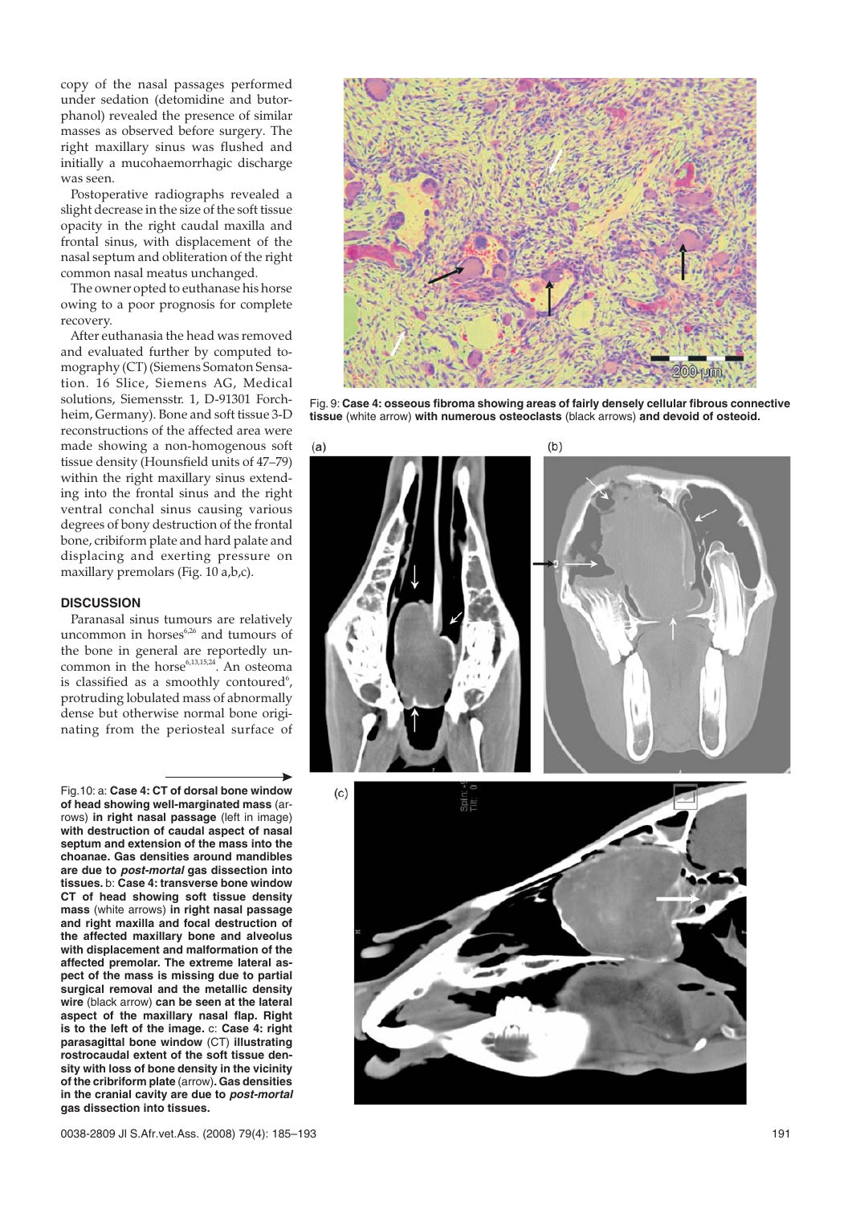copy of the nasal passages performed under sedation (detomidine and butorphanol) revealed the presence of similar masses as observed before surgery. The right maxillary sinus was flushed and initially a mucohaemorrhagic discharge was seen.

Postoperative radiographs revealed a slight decrease in the size of the soft tissue opacity in the right caudal maxilla and frontal sinus, with displacement of the nasal septum and obliteration of the right common nasal meatus unchanged.

The owner opted to euthanase his horse owing to a poor prognosis for complete recovery.

After euthanasia the head was removed and evaluated further by computed tomography (CT) (Siemens Somaton Sensation. 16 Slice, Siemens AG, Medical solutions, Siemensstr. 1, D-91301 Forchheim, Germany). Bone and soft tissue 3-D reconstructions of the affected area were made showing a non-homogenous soft tissue density (Hounsfield units of 47–79) within the right maxillary sinus extending into the frontal sinus and the right ventral conchal sinus causing various degrees of bony destruction of the frontal bone, cribiform plate and hard palate and displacing and exerting pressure on maxillary premolars (Fig. 10 a,b,c).

## DISCUSSION

Paranasal sinus tumours are relatively uncommon in horses[6,26] and tumours of the bone in general are reportedly uncommon in the horse[6,13,15,24]. An osteoma is classified as a smoothly contoured[6], protruding lobulated mass of abnormally dense but otherwise normal bone originating from the periosteal surface of

**Fig. 9: Case 4: osseous fibroma showing areas of fairly densely cellular fibrous connective tissue** (white arrow) **with numerous osteoclasts** (black arrows) **and devoid of osteoid.**

Fig.10: a: **Case 4: CT of dorsal bone window of head showing well-marginated mass** (arrows) **in right nasal passage** (left in image) **with destruction of caudal aspect of nasal septum and extension of the mass into the choanae. Gas densities around mandibles are due to *post-mortal* gas dissection into tissues.** b: **Case 4: transverse bone window CT of head showing soft tissue density mass** (white arrows) **in right nasal passage and right maxilla and focal destruction of the affected maxillary bone and alveolus with displacement and malformation of the affected premolar. The extreme lateral aspect of the mass is missing due to partial surgical removal and the metallic density wire** (black arrow) **can be seen at the lateral aspect of the maxillary nasal flap. Right is to the left of the image.** c: **Case 4: right parasagittal bone window** (CT) **illustrating rostrocaudal extent of the soft tissue density with loss of bone density in the vicinity of the cribriform plate** (arrow)**. Gas densities in the cranial cavity are due to *post-mortal* gas dissection into tissues.**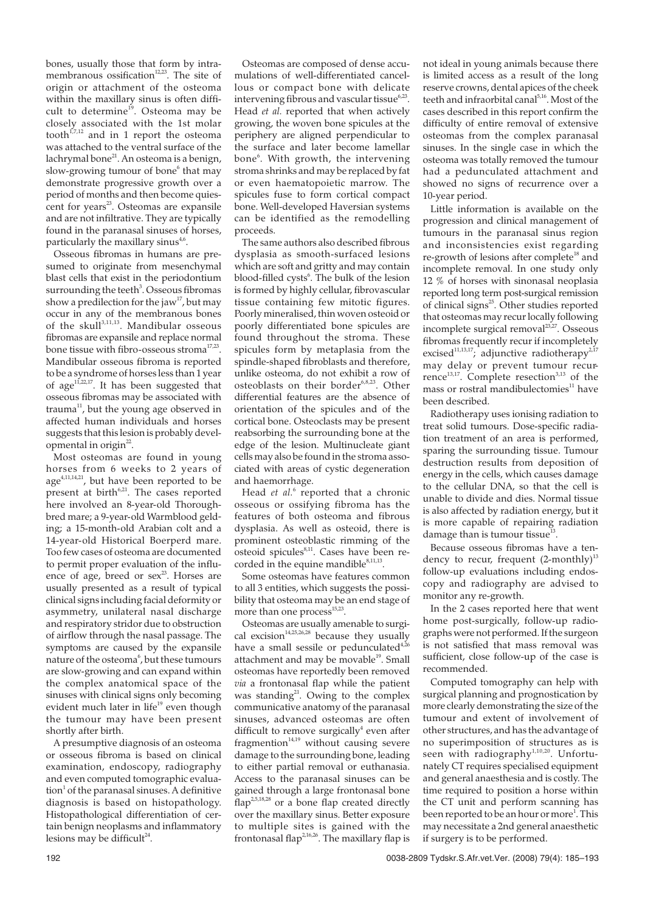bones, usually those that form by intramembranous ossification[12,23]. The site of origin or attachment of the osteoma within the maxillary sinus is often difficult to determine[19]. Osteoma may be closely associated with the 1st molar tooth[1,7,12] and in 1 report the osteoma was attached to the ventral surface of the lachrymal bone[21]. An osteoma is a benign, slow-growing tumour of bone[6] that may demonstrate progressive growth over a period of months and then become quiescent for years[23]. Osteomas are expansile and are not infiltrative. They are typically found in the paranasal sinuses of horses, particularly the maxillary sinus[4,6].

Osseous fibromas in humans are presumed to originate from mesenchymal blast cells that exist in the periodontium surrounding the teeth[3]. Osseous fibromas show a predilection for the jaw[17], but may occur in any of the membranous bones of the skull[3,11,13]. Mandibular osseous fibromas are expansile and replace normal bone tissue with fibro-osseous stroma[17,23]. Mandibular osseous fibroma is reported to be a syndrome of horses less than 1 year of age[11,22,17]. It has been suggested that osseous fibromas may be associated with trauma[11], but the young age observed in affected human individuals and horses suggests that this lesion is probably developmental in origin[22].

Most osteomas are found in young horses from 6 weeks to 2 years of age[4,11,14,21], but have been reported to be present at birth[6,21]. The cases reported here involved an 8-year-old Thoroughbred mare; a 9-year-old Warmblood gelding; a 15-month-old Arabian colt and a 14-year-old Historical Boerperd mare. Too few cases of osteoma are documented to permit proper evaluation of the influence of age, breed or sex[23]. Horses are usually presented as a result of typical clinical signs including facial deformity or asymmetry, unilateral nasal discharge and respiratory stridor due to obstruction of airflow through the nasal passage. The symptoms are caused by the expansile nature of the osteoma[6], but these tumours are slow-growing and can expand within the complex anatomical space of the sinuses with clinical signs only becoming evident much later in life[19] even though the tumour may have been present shortly after birth.

A presumptive diagnosis of an osteoma or osseous fibroma is based on clinical examination, endoscopy, radiography and even computed tomographic evaluation[1] of the paranasal sinuses. A definitive diagnosis is based on histopathology. Histopathological differentiation of certain benign neoplasms and inflammatory lesions may be difficult[24].

Osteomas are composed of dense accumulations of well-differentiated cancellous or compact bone with delicate intervening fibrous and vascular tissue[6,23]. Head *et al.* reported that when actively growing, the woven bone spicules at the periphery are aligned perpendicular to the surface and later become lamellar bone[6]. With growth, the intervening stroma shrinks and may be replaced by fat or even haematopoietic marrow. The spicules fuse to form cortical compact bone. Well-developed Haversian systems can be identified as the remodelling proceeds.

The same authors also described fibrous dysplasia as smooth-surfaced lesions which are soft and gritty and may contain blood-filled cysts[6]. The bulk of the lesion is formed by highly cellular, fibrovascular tissue containing few mitotic figures. Poorly mineralised, thin woven osteoid or poorly differentiated bone spicules are found throughout the stroma. These spicules form by metaplasia from the spindle-shaped fibroblasts and therefore, unlike osteoma, do not exhibit a row of osteoblasts on their border[6,8,23]. Other differential features are the absence of orientation of the spicules and of the cortical bone. Osteoclasts may be present reabsorbing the surrounding bone at the edge of the lesion. Multinucleate giant cells may also be found in the stroma associated with areas of cystic degeneration and haemorrhage.

Head *et al.*[6] reported that a chronic osseous or ossifying fibroma has the features of both osteoma and fibrous dysplasia. As well as osteoid, there is prominent osteoblastic rimming of the osteoid spicules[8,11]. Cases have been recorded in the equine mandible[8,11,13].

Some osteomas have features common to all 3 entities, which suggests the possibility that osteoma may be an end stage of more than one process[15,23].

Osteomas are usually amenable to surgical excision[14,25,26,28] because they usually have a small sessile or pedunculated[4,26] attachment and may be movable[19]. Small osteomas have reportedly been removed *via* a frontonasal flap while the patient was standing[21]. Owing to the complex communicative anatomy of the paranasal sinuses, advanced osteomas are often difficult to remove surgically[4] even after fragmention[14,19] without causing severe damage to the surrounding bone, leading to either partial removal or euthanasia. Access to the paranasal sinuses can be gained through a large frontonasal bone flap[2,5,18,28] or a bone flap created directly over the maxillary sinus. Better exposure to multiple sites is gained with the frontonasal flap[2,16,26]. The maxillary flap is not ideal in young animals because there is limited access as a result of the long reserve crowns, dental apices of the cheek teeth and infraorbital canal[5,16]. Most of the cases described in this report confirm the difficulty of entire removal of extensive osteomas from the complex paranasal sinuses. In the single case in which the osteoma was totally removed the tumour had a pedunculated attachment and showed no signs of recurrence over a 10-year period.

Little information is available on the progression and clinical management of tumours in the paranasal sinus region and inconsistencies exist regarding re-growth of lesions after complete[18] and incomplete removal. In one study only 12 % of horses with sinonasal neoplasia reported long term post-surgical remission of clinical signs[25]. Other studies reported that osteomas may recur locally following incomplete surgical removal[23,27]. Osseous fibromas frequently recur if incompletely excised[11,13,17]; adjunctive radiotherapy[2,17] may delay or prevent tumour recurrence[13,17]. Complete resection[3,13] of the mass or rostral mandibulectomies[11] have been described.

Radiotherapy uses ionising radiation to treat solid tumours. Dose-specific radiation treatment of an area is performed, sparing the surrounding tissue. Tumour destruction results from deposition of energy in the cells, which causes damage to the cellular DNA, so that the cell is unable to divide and dies. Normal tissue is also affected by radiation energy, but it is more capable of repairing radiation damage than is tumour tissue[13].

Because osseous fibromas have a tendency to recur, frequent (2-monthly)[13] follow-up evaluations including endoscopy and radiography are advised to monitor any re-growth.

In the 2 cases reported here that went home post-surgically, follow-up radiographs were not performed. If the surgeon is not satisfied that mass removal was sufficient, close follow-up of the case is recommended.

Computed tomography can help with surgical planning and prognostication by more clearly demonstrating the size of the tumour and extent of involvement of other structures, and has the advantage of no superimposition of structures as is seen with radiography[1,10,20]. Unfortunately CT requires specialised equipment and general anaesthesia and is costly. The time required to position a horse within the CT unit and perform scanning has been reported to be an hour or more[1]. This may necessitate a 2nd general anaesthetic if surgery is to be performed.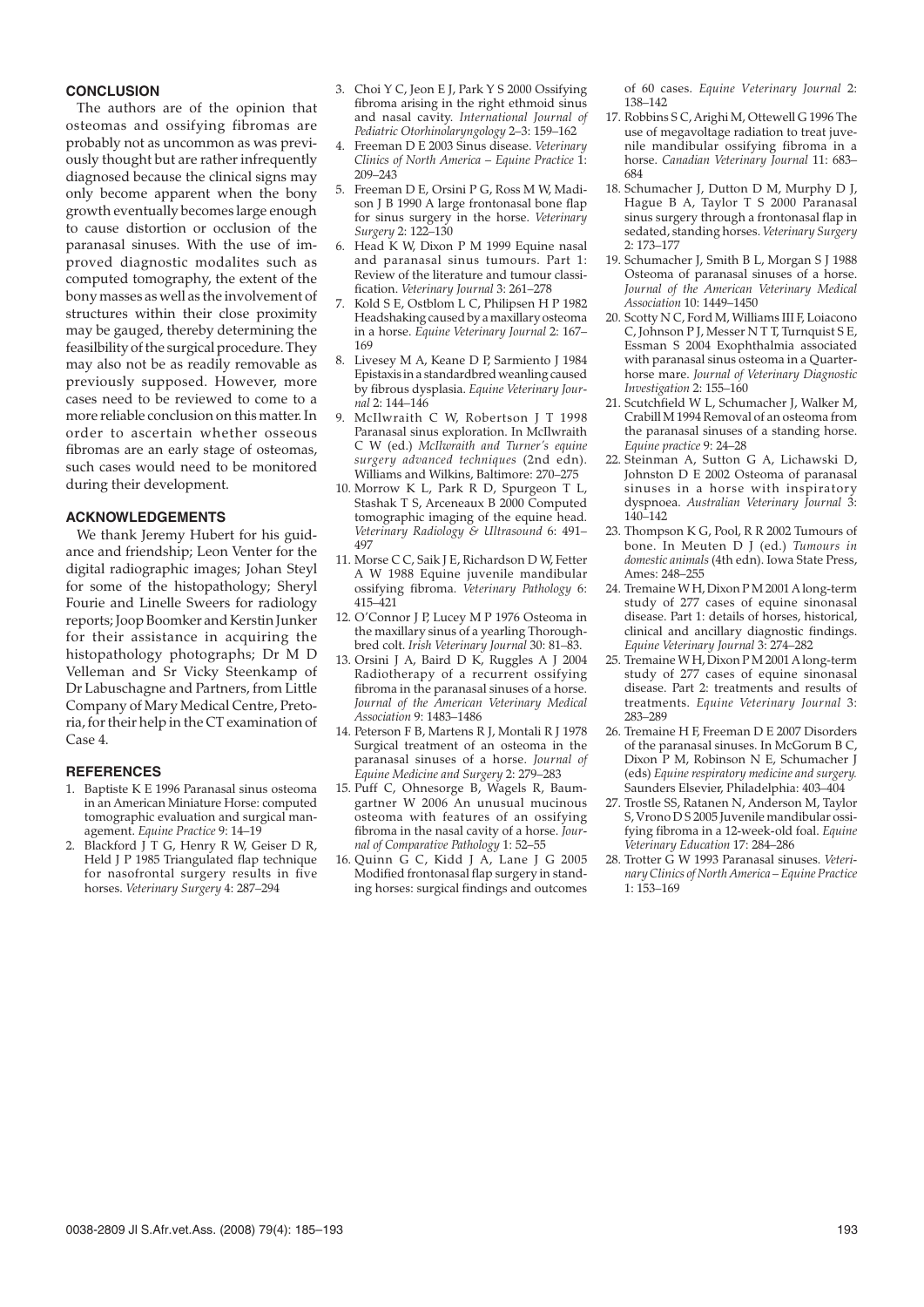## CONCLUSION

The authors are of the opinion that osteomas and ossifying fibromas are probably not as uncommon as was previously thought but are rather infrequently diagnosed because the clinical signs may only become apparent when the bony growth eventually becomes large enough to cause distortion or occlusion of the paranasal sinuses. With the use of improved diagnostic modalites such as computed tomography, the extent of the bony masses as well as the involvement of structures within their close proximity may be gauged, thereby determining the feasilbility of the surgical procedure. They may also not be as readily removable as previously supposed. However, more cases need to be reviewed to come to a more reliable conclusion on this matter. In order to ascertain whether osseous fibromas are an early stage of osteomas, such cases would need to be monitored during their development.

## ACKNOWLEDGEMENTS

We thank Jeremy Hubert for his guidance and friendship; Leon Venter for the digital radiographic images; Johan Steyl for some of the histopathology; Sheryl Fourie and Linelle Sweers for radiology reports; Joop Boomker and Kerstin Junker for their assistance in acquiring the histopathology photographs; Dr M D Velleman and Sr Vicky Steenkamp of Dr Labuschagne and Partners, from Little Company of Mary Medical Centre, Pretoria, for their help in the CT examination of Case 4.

## REFERENCES

1. Baptiste K E 1996 Paranasal sinus osteoma in an American Miniature Horse: computed tomographic evaluation and surgical management. *Equine Practice* 9: 14–19
2. Blackford J T G, Henry R W, Geiser D R, Held J P 1985 Triangulated flap technique for nasofrontal surgery results in five horses. *Veterinary Surgery* 4: 287–294
3. Choi Y C, Jeon E J, Park Y S 2000 Ossifying fibroma arising in the right ethmoid sinus and nasal cavity. *International Journal of Pediatric Otorhinolaryngology* 2–3: 159–162
4. Freeman D E 2003 Sinus disease. *Veterinary Clinics of North America – Equine Practice* 1: 209–243
5. Freeman D E, Orsini P G, Ross M W, Madison J B 1990 A large frontonasal bone flap for sinus surgery in the horse. *Veterinary Surgery* 2: 122–130
6. Head K W, Dixon P M 1999 Equine nasal and paranasal sinus tumours. Part 1: Review of the literature and tumour classification. *Veterinary Journal* 3: 261–278
7. Kold S E, Ostblom L C, Philipsen H P 1982 Headshaking caused by a maxillary osteoma in a horse. *Equine Veterinary Journal* 2: 167–169
8. Livesey M A, Keane D P, Sarmiento J 1984 Epistaxis in a standardbred weanling caused by fibrous dysplasia. *Equine Veterinary Journal* 2: 144–146
9. McIlwraith C W, Robertson J T 1998 Paranasal sinus exploration. In McIlwraith C W (ed.) *McIlwraith and Turner's equine surgery advanced techniques* (2nd edn). Williams and Wilkins, Baltimore: 270–275
10. Morrow K L, Park R D, Spurgeon T L, Stashak T S, Arceneaux B 2000 Computed tomographic imaging of the equine head. *Veterinary Radiology & Ultrasound* 6: 491–497
11. Morse C C, Saik J E, Richardson D W, Fetter A W 1988 Equine juvenile mandibular ossifying fibroma. *Veterinary Pathology* 6: 415–421
12. O'Connor J P, Lucey M P 1976 Osteoma in the maxillary sinus of a yearling Thoroughbred colt. *Irish Veterinary Journal* 30: 81–83.
13. Orsini J A, Baird D K, Ruggles A J 2004 Radiotherapy of a recurrent ossifying fibroma in the paranasal sinuses of a horse. *Journal of the American Veterinary Medical Association* 9: 1483–1486
14. Peterson F B, Martens R J, Montali R J 1978 Surgical treatment of an osteoma in the paranasal sinuses of a horse. *Journal of Equine Medicine and Surgery* 2: 279–283
15. Puff C, Ohnesorge B, Wagels R, Baumgartner W 2006 An unusual mucinous osteoma with features of an ossifying fibroma in the nasal cavity of a horse. *Journal of Comparative Pathology* 1: 52–55
16. Quinn G C, Kidd J A, Lane J G 2005 Modified frontonasal flap surgery in standing horses: surgical findings and outcomes of 60 cases. *Equine Veterinary Journal* 2: 138–142
17. Robbins S C, Arighi M, Ottewell G 1996 The use of megavoltage radiation to treat juvenile mandibular ossifying fibroma in a horse. *Canadian Veterinary Journal* 11: 683–684
18. Schumacher J, Dutton D M, Murphy D J, Hague B A, Taylor T S 2000 Paranasal sinus surgery through a frontonasal flap in sedated, standing horses. *Veterinary Surgery* 2: 173–177
19. Schumacher J, Smith B L, Morgan S J 1988 Osteoma of paranasal sinuses of a horse. *Journal of the American Veterinary Medical Association* 10: 1449–1450
20. Scotty N C, Ford M, Williams III F, Loiacono C, Johnson P J, Messer N T T, Turnquist S E, Essman S 2004 Exophthalmia associated with paranasal sinus osteoma in a Quarterhorse mare. *Journal of Veterinary Diagnostic Investigation* 2: 155–160
21. Scutchfield W L, Schumacher J, Walker M, Crabill M 1994 Removal of an osteoma from the paranasal sinuses of a standing horse. *Equine practice* 9: 24–28
22. Steinman A, Sutton G A, Lichawski D, Johnston D E 2002 Osteoma of paranasal sinuses in a horse with inspiratory dyspnoea. *Australian Veterinary Journal* 3: 140–142
23. Thompson K G, Pool, R R 2002 Tumours of bone. In Meuten D J (ed.) *Tumours in domestic animals* (4th edn). Iowa State Press, Ames: 248–255
24. Tremaine W H, Dixon P M 2001 A long-term study of 277 cases of equine sinonasal disease. Part 1: details of horses, historical, clinical and ancillary diagnostic findings. *Equine Veterinary Journal* 3: 274–282
25. Tremaine W H, Dixon P M 2001 A long-term study of 277 cases of equine sinonasal disease. Part 2: treatments and results of treatments. *Equine Veterinary Journal* 3: 283–289
26. Tremaine H F, Freeman D E 2007 Disorders of the paranasal sinuses. In McGorum B C, Dixon P M, Robinson N E, Schumacher J (eds) *Equine respiratory medicine and surgery.* Saunders Elsevier, Philadelphia: 403–404
27. Trostle SS, Ratanen N, Anderson M, Taylor S, Vrono D S 2005 Juvenile mandibular ossifying fibroma in a 12-week-old foal. *Equine Veterinary Education* 17: 284–286
28. Trotter G W 1993 Paranasal sinuses. *Veterinary Clinics of North America – Equine Practice* 1: 153–169